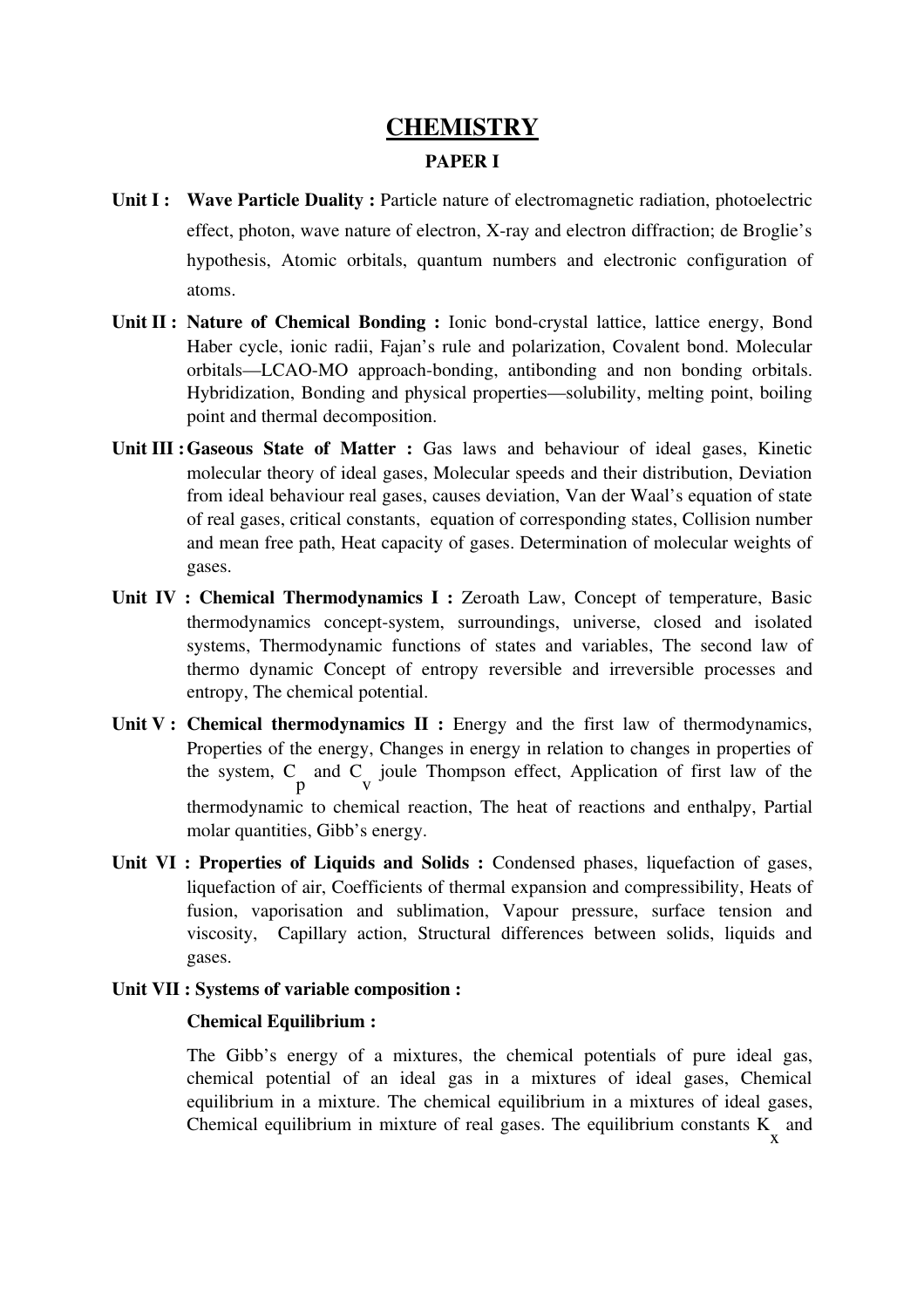# CHEMISTRY

## PAPER I

**Unit I : Wave Particle Duality :** Particle nature of electromagnetic radiation, photoelectric effect, photon, wave nature of electron, X-ray and electron diffraction; de Broglie's hypothesis, Atomic orbitals, quantum numbers and electronic configuration of atoms.

**Unit II : Nature of Chemical Bonding :** Ionic bond-crystal lattice, lattice energy, Bond Haber cycle, ionic radii, Fajan's rule and polarization, Covalent bond. Molecular orbitals—LCAO-MO approach-bonding, antibonding and non bonding orbitals. Hybridization, Bonding and physical properties—solubility, melting point, boiling point and thermal decomposition.

**Unit III : Gaseous State of Matter :** Gas laws and behaviour of ideal gases, Kinetic molecular theory of ideal gases, Molecular speeds and their distribution, Deviation from ideal behaviour real gases, causes deviation, Van der Waal's equation of state of real gases, critical constants, equation of corresponding states, Collision number and mean free path, Heat capacity of gases. Determination of molecular weights of gases.

**Unit IV : Chemical Thermodynamics I :** Zeroath Law, Concept of temperature, Basic thermodynamics concept-system, surroundings, universe, closed and isolated systems, Thermodynamic functions of states and variables, The second law of thermo dynamic Concept of entropy reversible and irreversible processes and entropy, The chemical potential.

**Unit V : Chemical thermodynamics II :** Energy and the first law of thermodynamics, Properties of the energy, Changes in energy in relation to changes in properties of the system, $C_p$ and $C_v$ joule Thompson effect, Application of first law of the thermodynamic to chemical reaction, The heat of reactions and enthalpy, Partial molar quantities, Gibb's energy.

**Unit VI : Properties of Liquids and Solids :** Condensed phases, liquefaction of gases, liquefaction of air, Coefficients of thermal expansion and compressibility, Heats of fusion, vaporisation and sublimation, Vapour pressure, surface tension and viscosity, Capillary action, Structural differences between solids, liquids and gases.

**Unit VII : Systems of variable composition :**

**Chemical Equilibrium :**

The Gibb's energy of a mixtures, the chemical potentials of pure ideal gas, chemical potential of an ideal gas in a mixtures of ideal gases, Chemical equilibrium in a mixture. The chemical equilibrium in a mixtures of ideal gases, Chemical equilibrium in mixture of real gases. The equilibrium constants $K_x$ and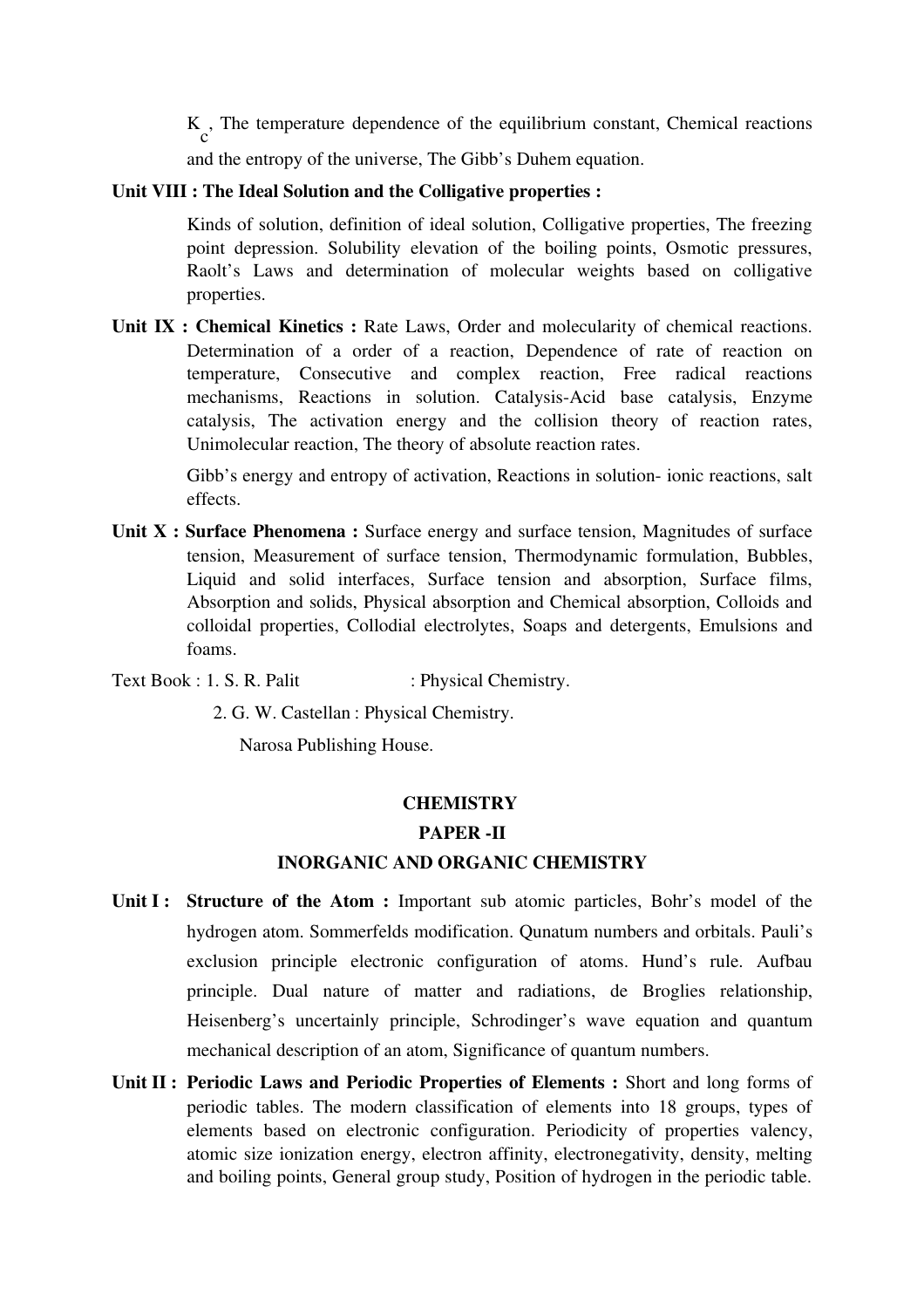$K_c$, The temperature dependence of the equilibrium constant, Chemical reactions and the entropy of the universe, The Gibb's Duhem equation.

**Unit VIII : The Ideal Solution and the Colligative properties :**

Kinds of solution, definition of ideal solution, Colligative properties, The freezing point depression. Solubility elevation of the boiling points, Osmotic pressures, Raolt's Laws and determination of molecular weights based on colligative properties.

**Unit IX : Chemical Kinetics :** Rate Laws, Order and molecularity of chemical reactions. Determination of a order of a reaction, Dependence of rate of reaction on temperature, Consecutive and complex reaction, Free radical reactions mechanisms, Reactions in solution. Catalysis-Acid base catalysis, Enzyme catalysis, The activation energy and the collision theory of reaction rates, Unimolecular reaction, The theory of absolute reaction rates.

Gibb's energy and entropy of activation, Reactions in solution- ionic reactions, salt effects.

**Unit X : Surface Phenomena :** Surface energy and surface tension, Magnitudes of surface tension, Measurement of surface tension, Thermodynamic formulation, Bubbles, Liquid and solid interfaces, Surface tension and absorption, Surface films, Absorption and solids, Physical absorption and Chemical absorption, Colloids and colloidal properties, Collodial electrolytes, Soaps and detergents, Emulsions and foams.

Text Book : 1. S. R. Palit : Physical Chemistry.

2. G. W. Castellan : Physical Chemistry.

Narosa Publishing House.

## CHEMISTRY

## PAPER -II

## INORGANIC AND ORGANIC CHEMISTRY

**Unit I : Structure of the Atom :** Important sub atomic particles, Bohr's model of the hydrogen atom. Sommerfelds modification. Qunatum numbers and orbitals. Pauli's exclusion principle electronic configuration of atoms. Hund's rule. Aufbau principle. Dual nature of matter and radiations, de Broglies relationship, Heisenberg's uncertainly principle, Schrodinger's wave equation and quantum mechanical description of an atom, Significance of quantum numbers.

**Unit II : Periodic Laws and Periodic Properties of Elements :** Short and long forms of periodic tables. The modern classification of elements into 18 groups, types of elements based on electronic configuration. Periodicity of properties valency, atomic size ionization energy, electron affinity, electronegativity, density, melting and boiling points, General group study, Position of hydrogen in the periodic table.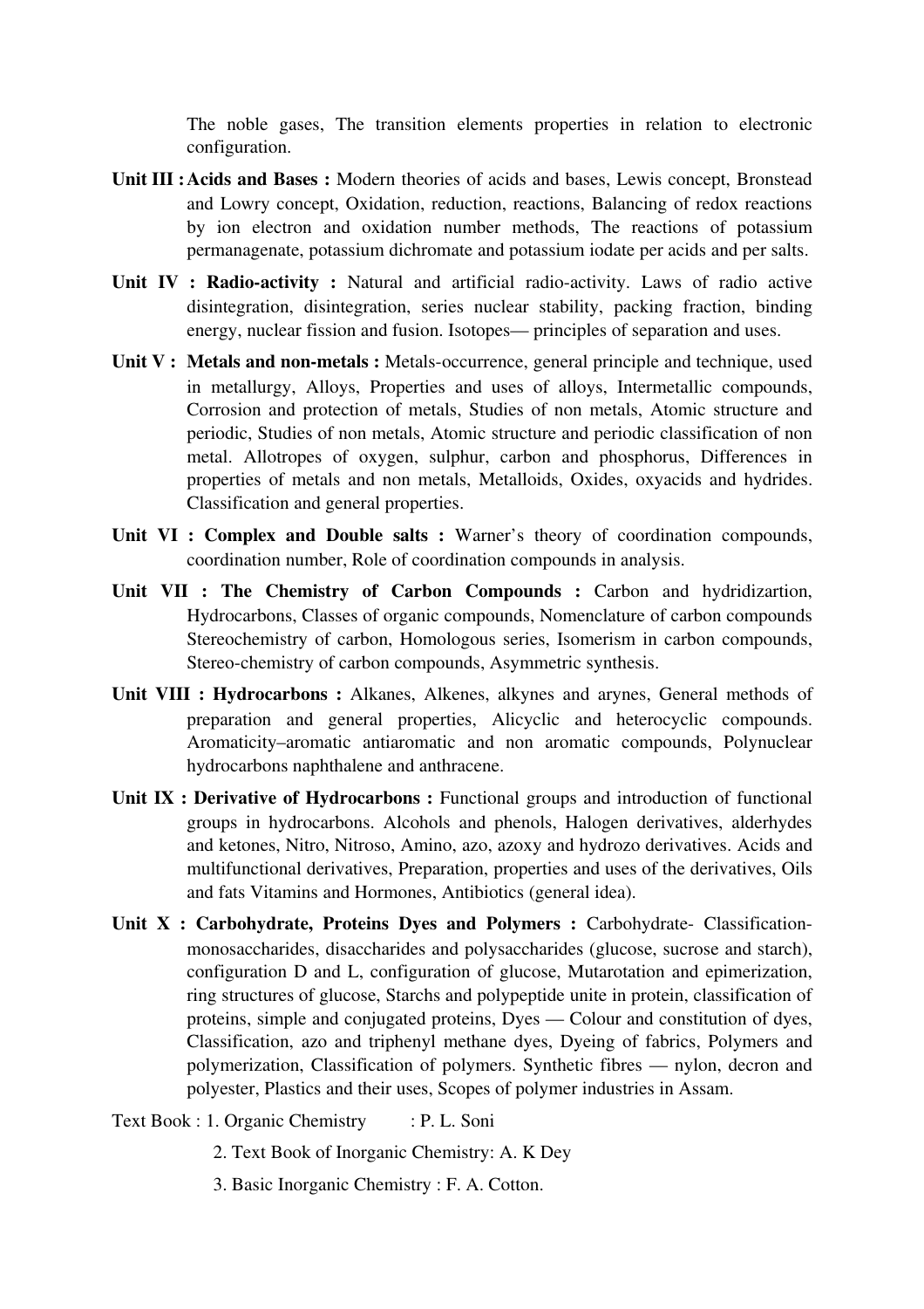The noble gases, The transition elements properties in relation to electronic configuration.

**Unit III : Acids and Bases :** Modern theories of acids and bases, Lewis concept, Bronstead and Lowry concept, Oxidation, reduction, reactions, Balancing of redox reactions by ion electron and oxidation number methods, The reactions of potassium permanagenate, potassium dichromate and potassium iodate per acids and per salts.

**Unit IV : Radio-activity :** Natural and artificial radio-activity. Laws of radio active disintegration, disintegration, series nuclear stability, packing fraction, binding energy, nuclear fission and fusion. Isotopes— principles of separation and uses.

**Unit V : Metals and non-metals :** Metals-occurrence, general principle and technique, used in metallurgy, Alloys, Properties and uses of alloys, Intermetallic compounds, Corrosion and protection of metals, Studies of non metals, Atomic structure and periodic, Studies of non metals, Atomic structure and periodic classification of non metal. Allotropes of oxygen, sulphur, carbon and phosphorus, Differences in properties of metals and non metals, Metalloids, Oxides, oxyacids and hydrides. Classification and general properties.

**Unit VI : Complex and Double salts :** Warner's theory of coordination compounds, coordination number, Role of coordination compounds in analysis.

**Unit VII : The Chemistry of Carbon Compounds :** Carbon and hydridizartion, Hydrocarbons, Classes of organic compounds, Nomenclature of carbon compounds Stereochemistry of carbon, Homologous series, Isomerism in carbon compounds, Stereo-chemistry of carbon compounds, Asymmetric synthesis.

**Unit VIII : Hydrocarbons :** Alkanes, Alkenes, alkynes and arynes, General methods of preparation and general properties, Alicyclic and heterocyclic compounds. Aromaticity–aromatic antiaromatic and non aromatic compounds, Polynuclear hydrocarbons naphthalene and anthracene.

**Unit IX : Derivative of Hydrocarbons :** Functional groups and introduction of functional groups in hydrocarbons. Alcohols and phenols, Halogen derivatives, alderhydes and ketones, Nitro, Nitroso, Amino, azo, azoxy and hydrozo derivatives. Acids and multifunctional derivatives, Preparation, properties and uses of the derivatives, Oils and fats Vitamins and Hormones, Antibiotics (general idea).

**Unit X : Carbohydrate, Proteins Dyes and Polymers :** Carbohydrate- Classification-monosaccharides, disaccharides and polysaccharides (glucose, sucrose and starch), configuration D and L, configuration of glucose, Mutarotation and epimerization, ring structures of glucose, Starchs and polypeptide unite in protein, classification of proteins, simple and conjugated proteins, Dyes — Colour and constitution of dyes, Classification, azo and triphenyl methane dyes, Dyeing of fabrics, Polymers and polymerization, Classification of polymers. Synthetic fibres — nylon, decron and polyester, Plastics and their uses, Scopes of polymer industries in Assam.

Text Book : 1. Organic Chemistry : P. L. Soni

2. Text Book of Inorganic Chemistry: A. K Dey

3. Basic Inorganic Chemistry : F. A. Cotton.